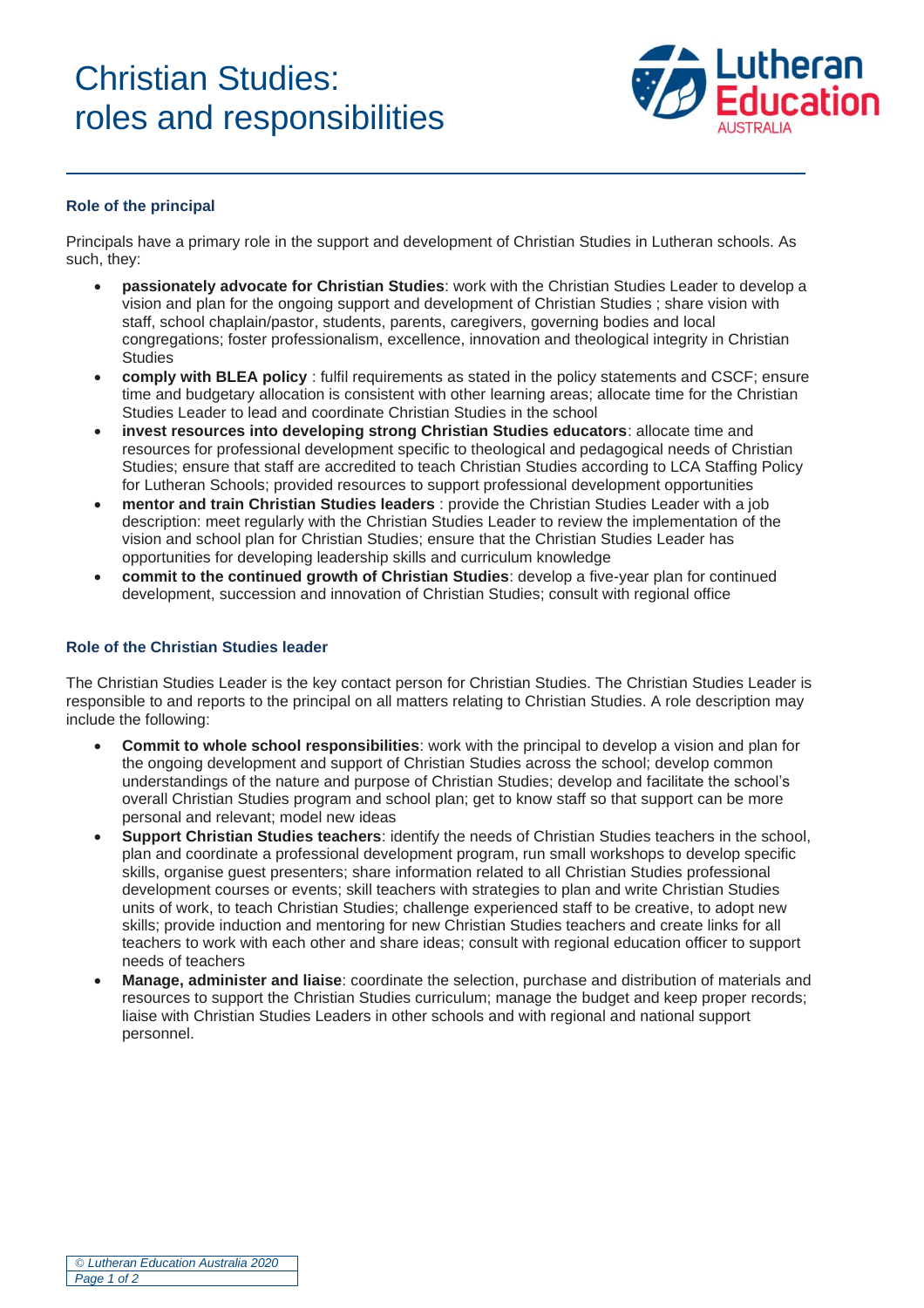# Christian Studies: roles and responsibilities

### Role of the principal

Principals have a primary role in the support and development of Christian Studies in Lutheran schools. As such, they:

- **passionately advocate for Christian Studies**: work with the Christian Studies Leader to develop a vision and plan for the ongoing support and development of Christian Studies ; share vision with staff, school chaplain/pastor, students, parents, caregivers, governing bodies and local congregations; foster professionalism, excellence, innovation and theological integrity in Christian Studies
- **comply with BLEA policy** : fulfil requirements as stated in the policy statements and CSCF; ensure time and budgetary allocation is consistent with other learning areas; allocate time for the Christian Studies Leader to lead and coordinate Christian Studies in the school
- **invest resources into developing strong Christian Studies educators**: allocate time and resources for professional development specific to theological and pedagogical needs of Christian Studies; ensure that staff are accredited to teach Christian Studies according to LCA Staffing Policy for Lutheran Schools; provided resources to support professional development opportunities
- **mentor and train Christian Studies leaders** : provide the Christian Studies Leader with a job description: meet regularly with the Christian Studies Leader to review the implementation of the vision and school plan for Christian Studies; ensure that the Christian Studies Leader has opportunities for developing leadership skills and curriculum knowledge
- **commit to the continued growth of Christian Studies**: develop a five-year plan for continued development, succession and innovation of Christian Studies; consult with regional office

### Role of the Christian Studies leader

The Christian Studies Leader is the key contact person for Christian Studies. The Christian Studies Leader is responsible to and reports to the principal on all matters relating to Christian Studies. A role description may include the following:

- **Commit to whole school responsibilities**: work with the principal to develop a vision and plan for the ongoing development and support of Christian Studies across the school; develop common understandings of the nature and purpose of Christian Studies; develop and facilitate the school's overall Christian Studies program and school plan; get to know staff so that support can be more personal and relevant; model new ideas
- **Support Christian Studies teachers**: identify the needs of Christian Studies teachers in the school, plan and coordinate a professional development program, run small workshops to develop specific skills, organise guest presenters; share information related to all Christian Studies professional development courses or events; skill teachers with strategies to plan and write Christian Studies units of work, to teach Christian Studies; challenge experienced staff to be creative, to adopt new skills; provide induction and mentoring for new Christian Studies teachers and create links for all teachers to work with each other and share ideas; consult with regional education officer to support needs of teachers
- **Manage, administer and liaise**: coordinate the selection, purchase and distribution of materials and resources to support the Christian Studies curriculum; manage the budget and keep proper records; liaise with Christian Studies Leaders in other schools and with regional and national support personnel.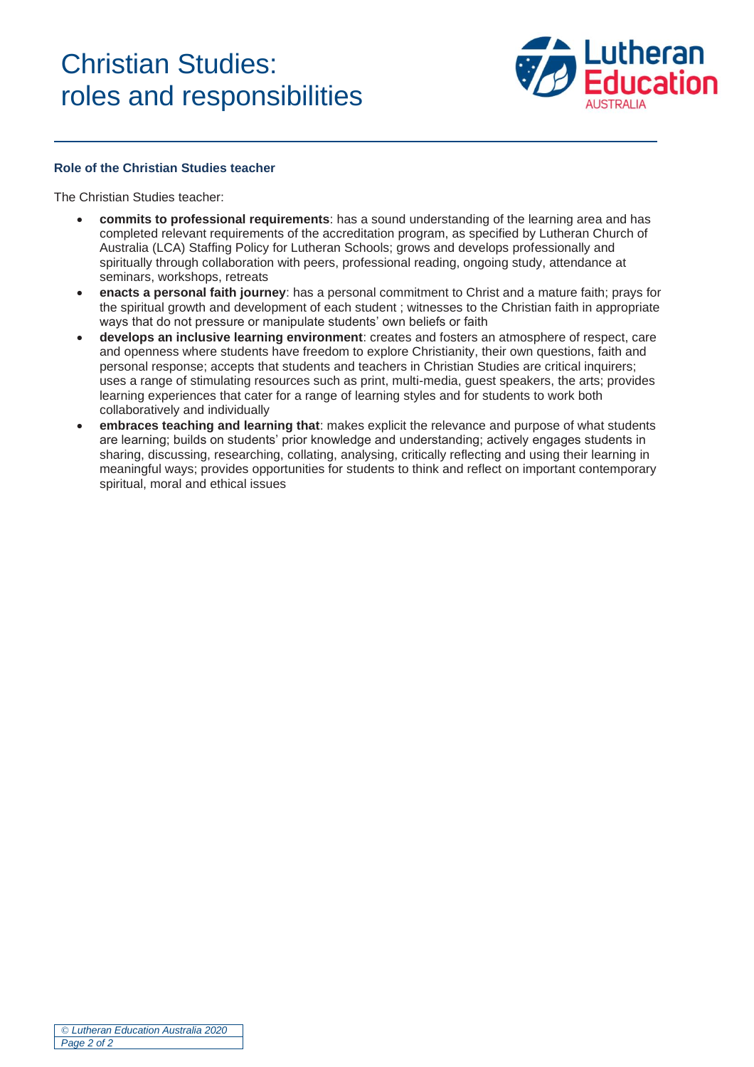# Christian Studies: roles and responsibilities

### Role of the Christian Studies teacher

The Christian Studies teacher:

- **commits to professional requirements**: has a sound understanding of the learning area and has completed relevant requirements of the accreditation program, as specified by Lutheran Church of Australia (LCA) Staffing Policy for Lutheran Schools; grows and develops professionally and spiritually through collaboration with peers, professional reading, ongoing study, attendance at seminars, workshops, retreats
- **enacts a personal faith journey**: has a personal commitment to Christ and a mature faith; prays for the spiritual growth and development of each student ; witnesses to the Christian faith in appropriate ways that do not pressure or manipulate students' own beliefs or faith
- **develops an inclusive learning environment**: creates and fosters an atmosphere of respect, care and openness where students have freedom to explore Christianity, their own questions, faith and personal response; accepts that students and teachers in Christian Studies are critical inquirers; uses a range of stimulating resources such as print, multi-media, guest speakers, the arts; provides learning experiences that cater for a range of learning styles and for students to work both collaboratively and individually
- **embraces teaching and learning that**: makes explicit the relevance and purpose of what students are learning; builds on students' prior knowledge and understanding; actively engages students in sharing, discussing, researching, collating, analysing, critically reflecting and using their learning in meaningful ways; provides opportunities for students to think and reflect on important contemporary spiritual, moral and ethical issues